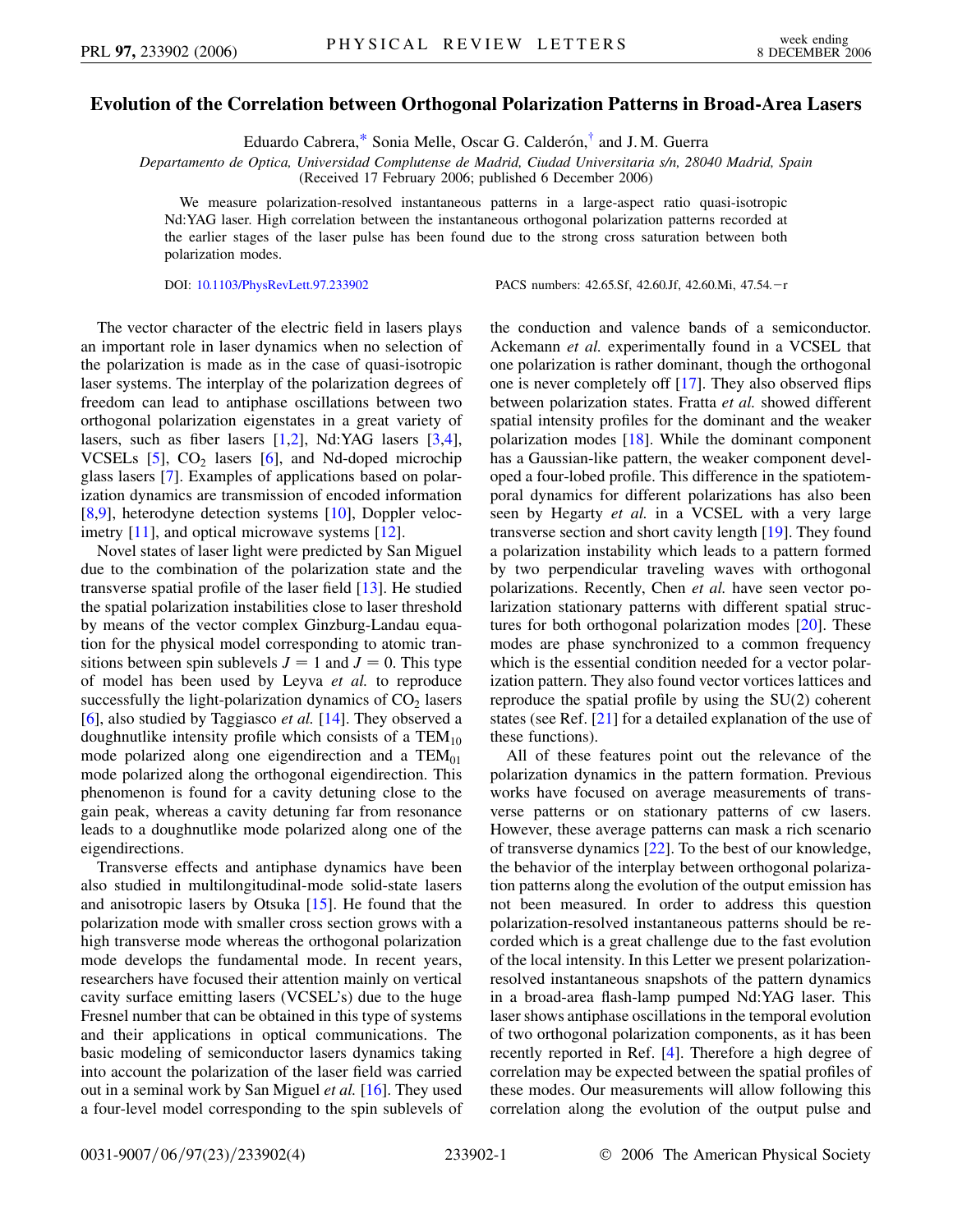# Evolution of the Correlation between Orthogonal Polarization Patterns in Broad-Area Lasers

Eduardo Cabrera,* Sonia Melle, Oscar G. Calderón,† and J. M. Guerra

*Departamento de Optica, Universidad Complutense de Madrid, Ciudad Universitaria s/n, 28040 Madrid, Spain*
(Received 17 February 2006; published 6 December 2006)

We measure polarization-resolved instantaneous patterns in a large-aspect ratio quasi-isotropic Nd:YAG laser. High correlation between the instantaneous orthogonal polarization patterns recorded at the earlier stages of the laser pulse has been found due to the strong cross saturation between both polarization modes.

DOI: 10.1103/PhysRevLett.97.233902 PACS numbers: 42.65.Sf, 42.60.Jf, 42.60.Mi, 47.54.−r

The vector character of the electric field in lasers plays an important role in laser dynamics when no selection of the polarization is made as in the case of quasi-isotropic laser systems. The interplay of the polarization degrees of freedom can lead to antiphase oscillations between two orthogonal polarization eigenstates in a great variety of lasers, such as fiber lasers [1,2], Nd:YAG lasers [3,4], VCSELs [5], $CO_2$ lasers [6], and Nd-doped microchip glass lasers [7]. Examples of applications based on polarization dynamics are transmission of encoded information [8,9], heterodyne detection systems [10], Doppler velocimetry [11], and optical microwave systems [12].

Novel states of laser light were predicted by San Miguel due to the combination of the polarization state and the transverse spatial profile of the laser field [13]. He studied the spatial polarization instabilities close to laser threshold by means of the vector complex Ginzburg-Landau equation for the physical model corresponding to atomic transitions between spin sublevels $J = 1$ and $J = 0$. This type of model has been used by Leyva *et al.* to reproduce successfully the light-polarization dynamics of $CO_2$ lasers [6], also studied by Taggiasco *et al.* [14]. They observed a doughnutlike intensity profile which consists of a $TEM_{10}$ mode polarized along one eigendirection and a $TEM_{01}$ mode polarized along the orthogonal eigendirection. This phenomenon is found for a cavity detuning close to the gain peak, whereas a cavity detuning far from resonance leads to a doughnutlike mode polarized along one of the eigendirections.

Transverse effects and antiphase dynamics have been also studied in multilongitudinal-mode solid-state lasers and anisotropic lasers by Otsuka [15]. He found that the polarization mode with smaller cross section grows with a high transverse mode whereas the orthogonal polarization mode develops the fundamental mode. In recent years, researchers have focused their attention mainly on vertical cavity surface emitting lasers (VCSEL's) due to the huge Fresnel number that can be obtained in this type of systems and their applications in optical communications. The basic modeling of semiconductor lasers dynamics taking into account the polarization of the laser field was carried out in a seminal work by San Miguel *et al.* [16]. They used a four-level model corresponding to the spin sublevels of the conduction and valence bands of a semiconductor. Ackemann *et al.* experimentally found in a VCSEL that one polarization is rather dominant, though the orthogonal one is never completely off [17]. They also observed flips between polarization states. Fratta *et al.* showed different spatial intensity profiles for the dominant and the weaker polarization modes [18]. While the dominant component has a Gaussian-like pattern, the weaker component developed a four-lobed profile. This difference in the spatiotemporal dynamics for different polarizations has also been seen by Hegarty *et al.* in a VCSEL with a very large transverse section and short cavity length [19]. They found a polarization instability which leads to a pattern formed by two perpendicular traveling waves with orthogonal polarizations. Recently, Chen *et al.* have seen vector polarization stationary patterns with different spatial structures for both orthogonal polarization modes [20]. These modes are phase synchronized to a common frequency which is the essential condition needed for a vector polarization pattern. They also found vector vortices lattices and reproduce the spatial profile by using the SU(2) coherent states (see Ref. [21] for a detailed explanation of the use of these functions).

All of these features point out the relevance of the polarization dynamics in the pattern formation. Previous works have focused on average measurements of transverse patterns or on stationary patterns of cw lasers. However, these average patterns can mask a rich scenario of transverse dynamics [22]. To the best of our knowledge, the behavior of the interplay between orthogonal polarization patterns along the evolution of the output emission has not been measured. In order to address this question polarization-resolved instantaneous patterns should be recorded which is a great challenge due to the fast evolution of the local intensity. In this Letter we present polarization-resolved instantaneous snapshots of the pattern dynamics in a broad-area flash-lamp pumped Nd:YAG laser. This laser shows antiphase oscillations in the temporal evolution of two orthogonal polarization components, as it has been recently reported in Ref. [4]. Therefore a high degree of correlation may be expected between the spatial profiles of these modes. Our measurements will allow following this correlation along the evolution of the output pulse and

0031-9007/06/97(23)/233902(4) © 2006 The American Physical Society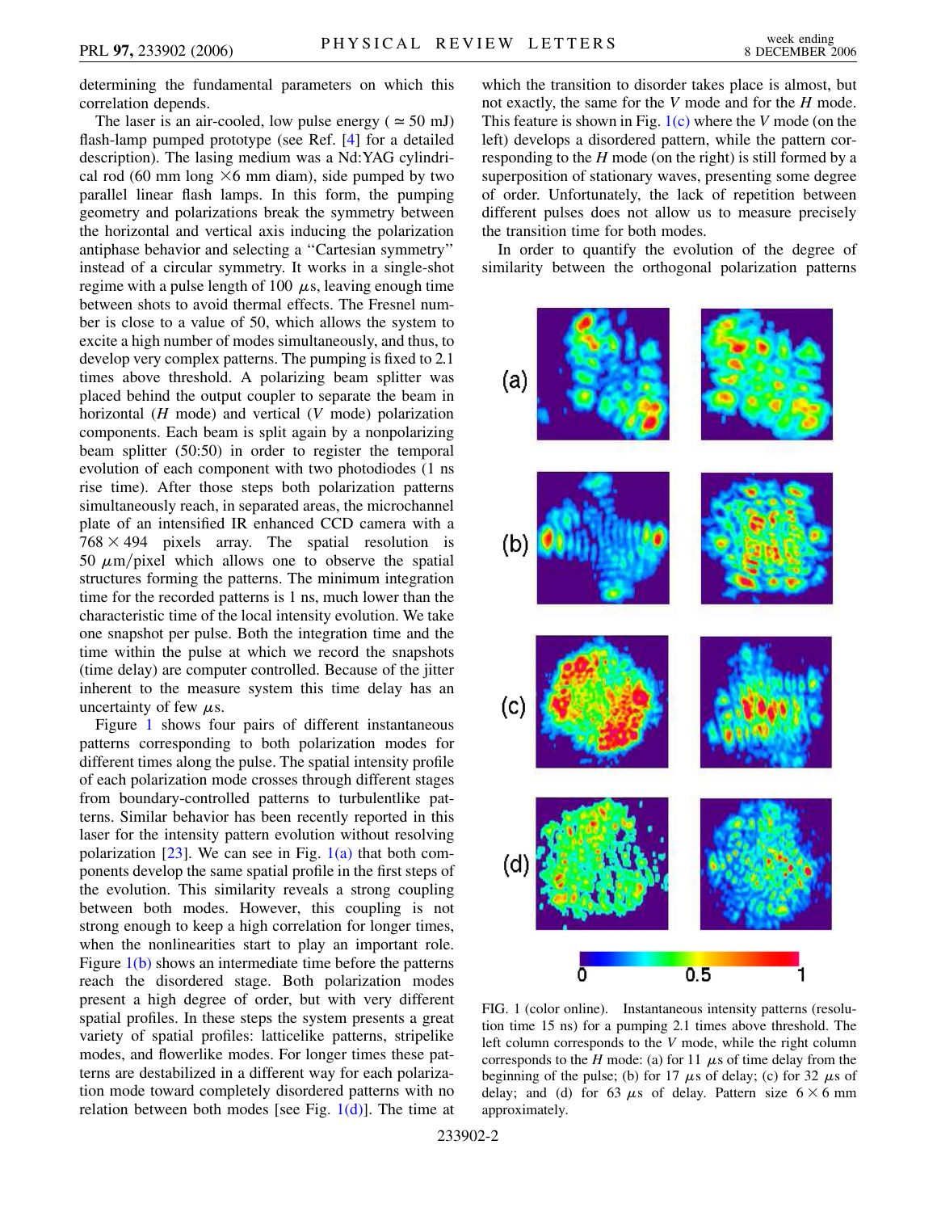determining the fundamental parameters on which this correlation depends.

The laser is an air-cooled, low pulse energy ( $\simeq 50$ mJ) flash-lamp pumped prototype (see Ref. [4] for a detailed description). The lasing medium was a Nd:YAG cylindrical rod (60 mm long $\times 6$ mm diam), side pumped by two parallel linear flash lamps. In this form, the pumping geometry and polarizations break the symmetry between the horizontal and vertical axis inducing the polarization antiphase behavior and selecting a "Cartesian symmetry" instead of a circular symmetry. It works in a single-shot regime with a pulse length of 100 $\mu$s, leaving enough time between shots to avoid thermal effects. The Fresnel number is close to a value of 50, which allows the system to excite a high number of modes simultaneously, and thus, to develop very complex patterns. The pumping is fixed to 2.1 times above threshold. A polarizing beam splitter was placed behind the output coupler to separate the beam in horizontal (*H* mode) and vertical (*V* mode) polarization components. Each beam is split again by a nonpolarizing beam splitter (50:50) in order to register the temporal evolution of each component with two photodiodes (1 ns rise time). After those steps both polarization patterns simultaneously reach, in separated areas, the microchannel plate of an intensified IR enhanced CCD camera with a $768 \times 494$ pixels array. The spatial resolution is 50 $\mu$m/pixel which allows one to observe the spatial structures forming the patterns. The minimum integration time for the recorded patterns is 1 ns, much lower than the characteristic time of the local intensity evolution. We take one snapshot per pulse. Both the integration time and the time within the pulse at which we record the snapshots (time delay) are computer controlled. Because of the jitter inherent to the measure system this time delay has an uncertainty of few $\mu$s.

Figure 1 shows four pairs of different instantaneous patterns corresponding to both polarization modes for different times along the pulse. The spatial intensity profile of each polarization mode crosses through different stages from boundary-controlled patterns to turbulentlike patterns. Similar behavior has been recently reported in this laser for the intensity pattern evolution without resolving polarization [23]. We can see in Fig. 1(a) that both components develop the same spatial profile in the first steps of the evolution. This similarity reveals a strong coupling between both modes. However, this coupling is not strong enough to keep a high correlation for longer times, when the nonlinearities start to play an important role. Figure 1(b) shows an intermediate time before the patterns reach the disordered stage. Both polarization modes present a high degree of order, but with very different spatial profiles. In these steps the system presents a great variety of spatial profiles: latticelike patterns, stripelike modes, and flowerlike modes. For longer times these patterns are destabilized in a different way for each polarization mode toward completely disordered patterns with no relation between both modes [see Fig. 1(d)]. The time at which the transition to disorder takes place is almost, but not exactly, the same for the *V* mode and for the *H* mode. This feature is shown in Fig. 1(c) where the *V* mode (on the left) develops a disordered pattern, while the pattern corresponding to the *H* mode (on the right) is still formed by a superposition of stationary waves, presenting some degree of order. Unfortunately, the lack of repetition between different pulses does not allow us to measure precisely the transition time for both modes.

In order to quantify the evolution of the degree of similarity between the orthogonal polarization patterns

(a)

(b)

(c)

(d)

0 0.5 1

FIG. 1 (color online). Instantaneous intensity patterns (resolution time 15 ns) for a pumping 2.1 times above threshold. The left column corresponds to the *V* mode, while the right column corresponds to the *H* mode: (a) for 11 $\mu$s of time delay from the beginning of the pulse; (b) for 17 $\mu$s of delay; (c) for 32 $\mu$s of delay; and (d) for 63 $\mu$s of delay. Pattern size $6 \times 6$ mm approximately.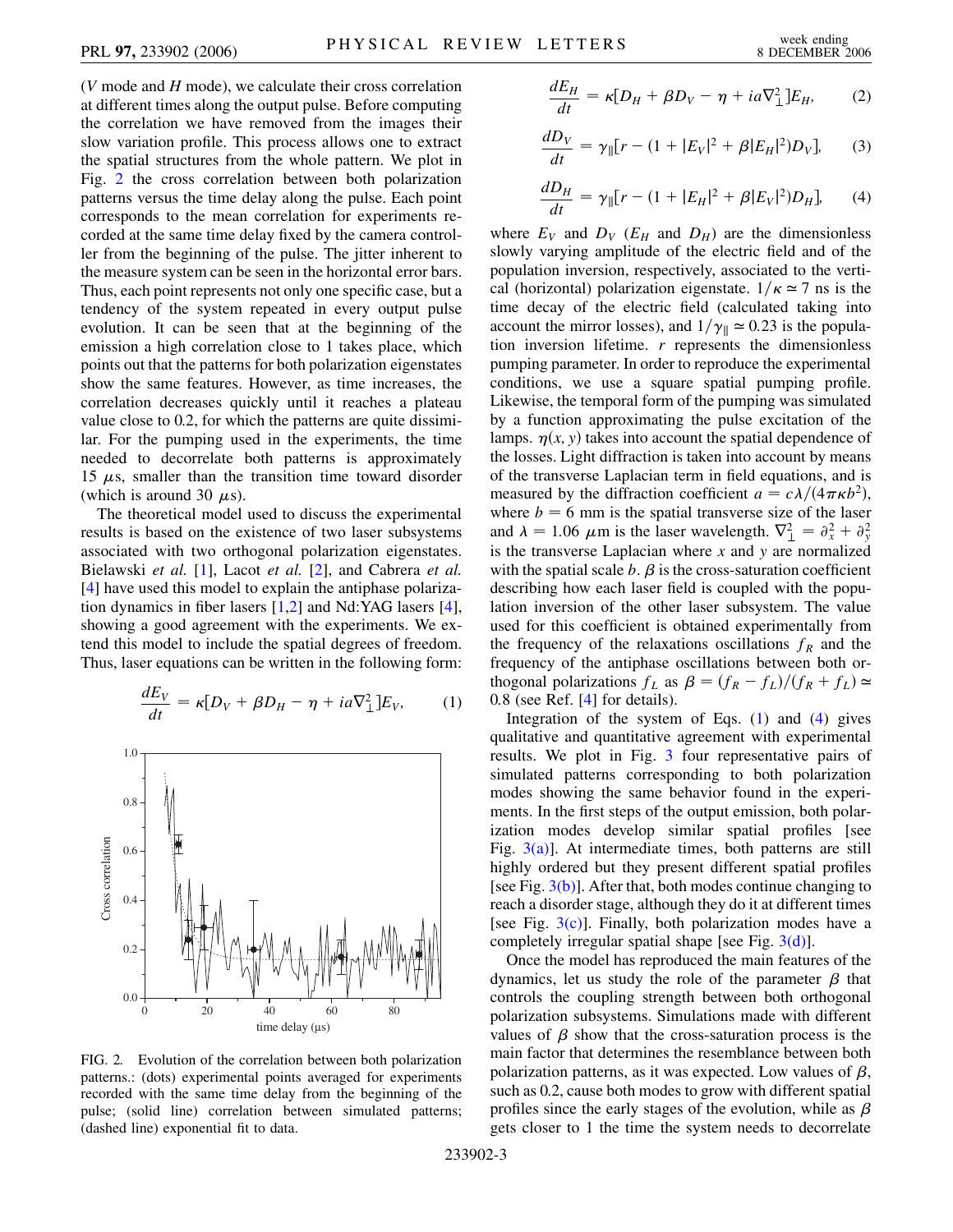($V$ mode and $H$ mode), we calculate their cross correlation at different times along the output pulse. Before computing the correlation we have removed from the images their slow variation profile. This process allows one to extract the spatial structures from the whole pattern. We plot in Fig. 2 the cross correlation between both polarization patterns versus the time delay along the pulse. Each point corresponds to the mean correlation for experiments recorded at the same time delay fixed by the camera controller from the beginning of the pulse. The jitter inherent to the measure system can be seen in the horizontal error bars. Thus, each point represents not only one specific case, but a tendency of the system repeated in every output pulse evolution. It can be seen that at the beginning of the emission a high correlation close to 1 takes place, which points out that the patterns for both polarization eigenstates show the same features. However, as time increases, the correlation decreases quickly until it reaches a plateau value close to 0.2, for which the patterns are quite dissimilar. For the pumping used in the experiments, the time needed to decorrelate both patterns is approximately 15 $\mu$s, smaller than the transition time toward disorder (which is around 30 $\mu$s).

The theoretical model used to discuss the experimental results is based on the existence of two laser subsystems associated with two orthogonal polarization eigenstates. Bielawski *et al.* [1], Lacot *et al.* [2], and Cabrera *et al.* [4] have used this model to explain the antiphase polarization dynamics in fiber lasers [1,2] and Nd:YAG lasers [4], showing a good agreement with the experiments. We extend this model to include the spatial degrees of freedom. Thus, laser equations can be written in the following form:

$$\frac{dE_V}{dt} = \kappa[D_V + \beta D_H - \eta + ia\nabla_\perp^2]E_V, \tag{1}$$

FIG. 2. Evolution of the correlation between both polarization patterns.: (dots) experimental points averaged for experiments recorded with the same time delay from the beginning of the pulse; (solid line) correlation between simulated patterns; (dashed line) exponential fit to data.

$$\frac{dE_H}{dt} = \kappa[D_H + \beta D_V - \eta + ia\nabla_\perp^2]E_H, \tag{2}$$

$$\frac{dD_V}{dt} = \gamma_\parallel[r - (1 + |E_V|^2 + \beta|E_H|^2)D_V], \tag{3}$$

$$\frac{dD_H}{dt} = \gamma_\parallel[r - (1 + |E_H|^2 + \beta|E_V|^2)D_H], \tag{4}$$

where $E_V$ and $D_V$ ($E_H$ and $D_H$) are the dimensionless slowly varying amplitude of the electric field and of the population inversion, respectively, associated to the vertical (horizontal) polarization eigenstate. $1/\kappa \simeq 7$ ns is the time decay of the electric field (calculated taking into account the mirror losses), and $1/\gamma_\parallel \simeq 0.23$ is the population inversion lifetime. $r$ represents the dimensionless pumping parameter. In order to reproduce the experimental conditions, we use a square spatial pumping profile. Likewise, the temporal form of the pumping was simulated by a function approximating the pulse excitation of the lamps. $\eta(x, y)$ takes into account the spatial dependence of the losses. Light diffraction is taken into account by means of the transverse Laplacian term in field equations, and is measured by the diffraction coefficient $a = c\lambda/(4\pi\kappa b^2)$, where $b = 6$ mm is the spatial transverse size of the laser and $\lambda = 1.06$ $\mu$m is the laser wavelength. $\nabla_\perp^2 = \partial_x^2 + \partial_y^2$ is the transverse Laplacian where $x$ and $y$ are normalized with the spatial scale $b$. $\beta$ is the cross-saturation coefficient describing how each laser field is coupled with the population inversion of the other laser subsystem. The value used for this coefficient is obtained experimentally from the frequency of the relaxations oscillations $f_R$ and the frequency of the antiphase oscillations between both orthogonal polarizations $f_L$ as $\beta = (f_R - f_L)/(f_R + f_L) \simeq 0.8$ (see Ref. [4] for details).

Integration of the system of Eqs. (1) and (4) gives qualitative and quantitative agreement with experimental results. We plot in Fig. 3 four representative pairs of simulated patterns corresponding to both polarization modes showing the same behavior found in the experiments. In the first steps of the output emission, both polarization modes develop similar spatial profiles [see Fig. 3(a)]. At intermediate times, both patterns are still highly ordered but they present different spatial profiles [see Fig. 3(b)]. After that, both modes continue changing to reach a disorder stage, although they do it at different times [see Fig. 3(c)]. Finally, both polarization modes have a completely irregular spatial shape [see Fig. 3(d)].

Once the model has reproduced the main features of the dynamics, let us study the role of the parameter $\beta$ that controls the coupling strength between both orthogonal polarization subsystems. Simulations made with different values of $\beta$ show that the cross-saturation process is the main factor that determines the resemblance between both polarization patterns, as it was expected. Low values of $\beta$, such as 0.2, cause both modes to grow with different spatial profiles since the early stages of the evolution, while as $\beta$ gets closer to 1 the time the system needs to decorrelate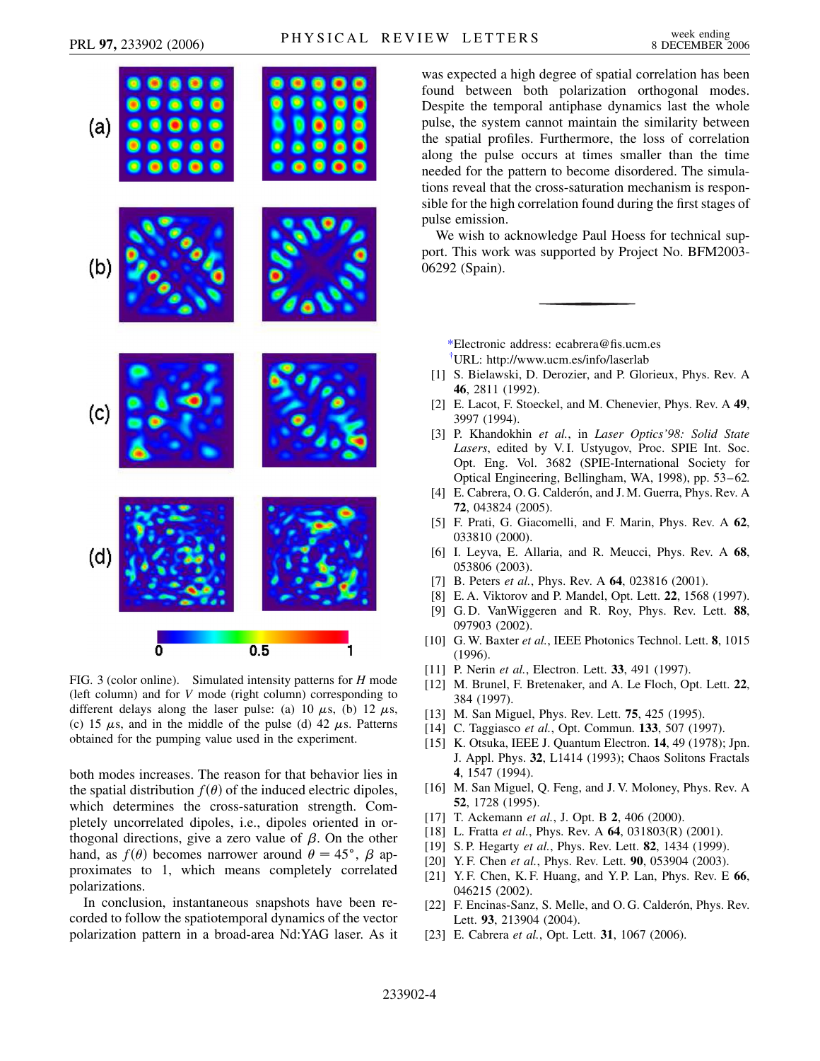(a)

(b)

(c)

(d)

0 0.5 1

FIG. 3 (color online). Simulated intensity patterns for $H$ mode (left column) and for $V$ mode (right column) corresponding to different delays along the laser pulse: (a) 10 $\mu$s, (b) 12 $\mu$s, (c) 15 $\mu$s, and in the middle of the pulse (d) 42 $\mu$s. Patterns obtained for the pumping value used in the experiment.

both modes increases. The reason for that behavior lies in the spatial distribution $f(\theta)$ of the induced electric dipoles, which determines the cross-saturation strength. Completely uncorrelated dipoles, i.e., dipoles oriented in orthogonal directions, give a zero value of $\beta$. On the other hand, as $f(\theta)$ becomes narrower around $\theta = 45°$, $\beta$ approximates to 1, which means completely correlated polarizations.

In conclusion, instantaneous snapshots have been recorded to follow the spatiotemporal dynamics of the vector polarization pattern in a broad-area Nd:YAG laser. As it was expected a high degree of spatial correlation has been found between both polarization orthogonal modes. Despite the temporal antiphase dynamics last the whole pulse, the system cannot maintain the similarity between the spatial profiles. Furthermore, the loss of correlation along the pulse occurs at times smaller than the time needed for the pattern to become disordered. The simulations reveal that the cross-saturation mechanism is responsible for the high correlation found during the first stages of pulse emission.

We wish to acknowledge Paul Hoess for technical support. This work was supported by Project No. BFM2003-06292 (Spain).

---

*Electronic address: ecabrera@fis.ucm.es
†URL: http://www.ucm.es/info/laserlab

[1] S. Bielawski, D. Derozier, and P. Glorieux, Phys. Rev. A **46**, 2811 (1992).
[2] E. Lacot, F. Stoeckel, and M. Chenevier, Phys. Rev. A **49**, 3997 (1994).
[3] P. Khandokhin *et al.*, in *Laser Optics'98: Solid State Lasers*, edited by V. I. Ustyugov, Proc. SPIE Int. Soc. Opt. Eng. Vol. 3682 (SPIE-International Society for Optical Engineering, Bellingham, WA, 1998), pp. 53–62.
[4] E. Cabrera, O. G. Calderón, and J. M. Guerra, Phys. Rev. A **72**, 043824 (2005).
[5] F. Prati, G. Giacomelli, and F. Marin, Phys. Rev. A **62**, 033810 (2000).
[6] I. Leyva, E. Allaria, and R. Meucci, Phys. Rev. A **68**, 053806 (2003).
[7] B. Peters *et al.*, Phys. Rev. A **64**, 023816 (2001).
[8] E. A. Viktorov and P. Mandel, Opt. Lett. **22**, 1568 (1997).
[9] G. D. VanWiggeren and R. Roy, Phys. Rev. Lett. **88**, 097903 (2002).
[10] G. W. Baxter *et al.*, IEEE Photonics Technol. Lett. **8**, 1015 (1996).
[11] P. Nerin *et al.*, Electron. Lett. **33**, 491 (1997).
[12] M. Brunel, F. Bretenaker, and A. Le Floch, Opt. Lett. **22**, 384 (1997).
[13] M. San Miguel, Phys. Rev. Lett. **75**, 425 (1995).
[14] C. Taggiasco *et al.*, Opt. Commun. **133**, 507 (1997).
[15] K. Otsuka, IEEE J. Quantum Electron. **14**, 49 (1978); Jpn. J. Appl. Phys. **32**, L1414 (1993); Chaos Solitons Fractals **4**, 1547 (1994).
[16] M. San Miguel, Q. Feng, and J. V. Moloney, Phys. Rev. A **52**, 1728 (1995).
[17] T. Ackemann *et al.*, J. Opt. B **2**, 406 (2000).
[18] L. Fratta *et al.*, Phys. Rev. A **64**, 031803(R) (2001).
[19] S. P. Hegarty *et al.*, Phys. Rev. Lett. **82**, 1434 (1999).
[20] Y. F. Chen *et al.*, Phys. Rev. Lett. **90**, 053904 (2003).
[21] Y. F. Chen, K. F. Huang, and Y. P. Lan, Phys. Rev. E **66**, 046215 (2002).
[22] F. Encinas-Sanz, S. Melle, and O. G. Calderón, Phys. Rev. Lett. **93**, 213904 (2004).
[23] E. Cabrera *et al.*, Opt. Lett. **31**, 1067 (2006).